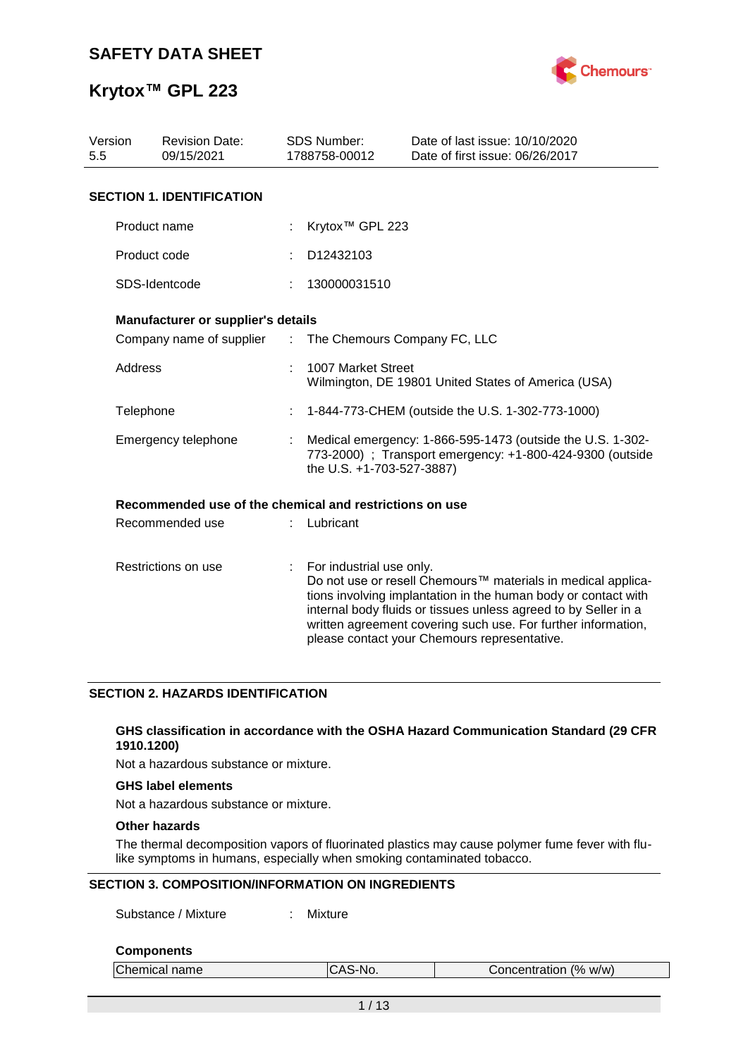# SAFETY DATA SHEET

# Krytox™ GPL 223

| Version | Revision Date: | SDS Number: | Date of last issue: 10/10/2020 |
| --- | --- | --- | --- |
| 5.5 | 09/15/2021 | 1788758-00012 | Date of first issue: 06/26/2017 |

## SECTION 1. IDENTIFICATION

Product name : Krytox™ GPL 223

Product code : D12432103

SDS-Identcode : 130000031510

**Manufacturer or supplier's details**

Company name of supplier : The Chemours Company FC, LLC

Address : 1007 Market Street
Wilmington, DE 19801 United States of America (USA)

Telephone : 1-844-773-CHEM (outside the U.S. 1-302-773-1000)

Emergency telephone : Medical emergency: 1-866-595-1473 (outside the U.S. 1-302-773-2000) ; Transport emergency: +1-800-424-9300 (outside the U.S. +1-703-527-3887)

**Recommended use of the chemical and restrictions on use**

Recommended use : Lubricant

Restrictions on use : For industrial use only.
Do not use or resell Chemours™ materials in medical applications involving implantation in the human body or contact with internal body fluids or tissues unless agreed to by Seller in a written agreement covering such use. For further information, please contact your Chemours representative.

## SECTION 2. HAZARDS IDENTIFICATION

**GHS classification in accordance with the OSHA Hazard Communication Standard (29 CFR 1910.1200)**

Not a hazardous substance or mixture.

**GHS label elements**

Not a hazardous substance or mixture.

**Other hazards**

The thermal decomposition vapors of fluorinated plastics may cause polymer fume fever with flu-like symptoms in humans, especially when smoking contaminated tobacco.

## SECTION 3. COMPOSITION/INFORMATION ON INGREDIENTS

Substance / Mixture : Mixture

**Components**

| Chemical name | CAS-No. | Concentration (% w/w) |
| --- | --- | --- |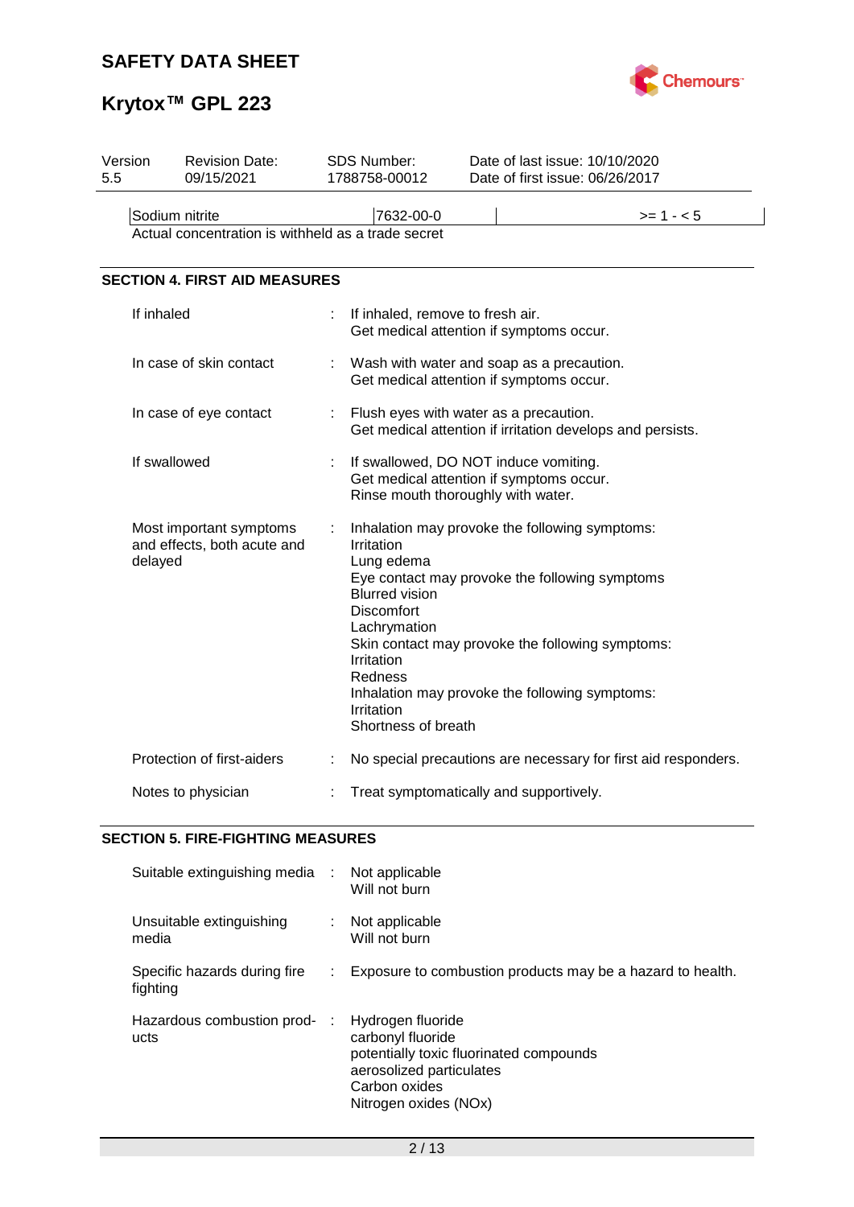| | | |
|---|---|---|
| Sodium nitrite | 7632-00-0 | >= 1 - < 5 |

Actual concentration is withheld as a trade secret

## SECTION 4. FIRST AID MEASURES

If inhaled : If inhaled, remove to fresh air.
Get medical attention if symptoms occur.

In case of skin contact : Wash with water and soap as a precaution.
Get medical attention if symptoms occur.

In case of eye contact : Flush eyes with water as a precaution.
Get medical attention if irritation develops and persists.

If swallowed : If swallowed, DO NOT induce vomiting.
Get medical attention if symptoms occur.
Rinse mouth thoroughly with water.

Most important symptoms and effects, both acute and delayed : Inhalation may provoke the following symptoms:
Irritation
Lung edema
Eye contact may provoke the following symptoms
Blurred vision
Discomfort
Lachrymation
Skin contact may provoke the following symptoms:
Irritation
Redness
Inhalation may provoke the following symptoms:
Irritation
Shortness of breath

Protection of first-aiders : No special precautions are necessary for first aid responders.

Notes to physician : Treat symptomatically and supportively.

## SECTION 5. FIRE-FIGHTING MEASURES

Suitable extinguishing media : Not applicable
Will not burn

Unsuitable extinguishing media : Not applicable
Will not burn

Specific hazards during fire fighting : Exposure to combustion products may be a hazard to health.

Hazardous combustion products : Hydrogen fluoride
carbonyl fluoride
potentially toxic fluorinated compounds
aerosolized particulates
Carbon oxides
Nitrogen oxides (NOx)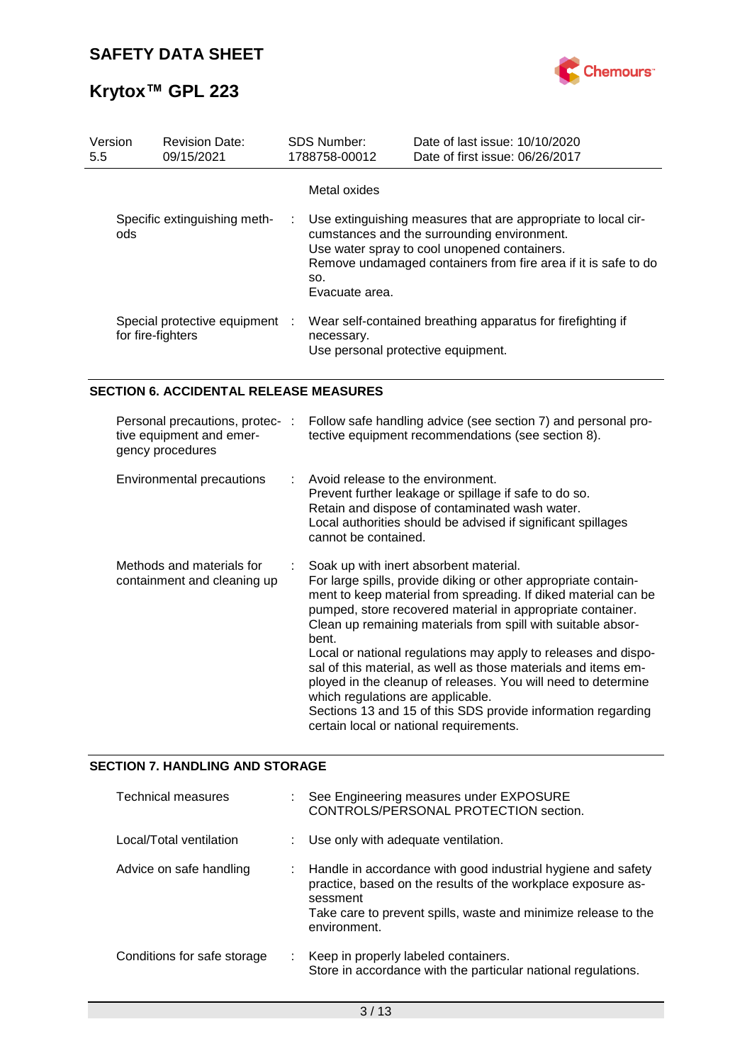| | | |
|---|---|---|
| | | Metal oxides |
| Specific extinguishing methods | : | Use extinguishing measures that are appropriate to local circumstances and the surrounding environment.<br>Use water spray to cool unopened containers.<br>Remove undamaged containers from fire area if it is safe to do so.<br>Evacuate area. |
| Special protective equipment for fire-fighters | : | Wear self-contained breathing apparatus for firefighting if necessary.<br>Use personal protective equipment. |

## SECTION 6. ACCIDENTAL RELEASE MEASURES

| | | |
|---|---|---|
| Personal precautions, protective equipment and emergency procedures | : | Follow safe handling advice (see section 7) and personal protective equipment recommendations (see section 8). |
| Environmental precautions | : | Avoid release to the environment.<br>Prevent further leakage or spillage if safe to do so.<br>Retain and dispose of contaminated wash water.<br>Local authorities should be advised if significant spillages cannot be contained. |
| Methods and materials for containment and cleaning up | : | Soak up with inert absorbent material.<br>For large spills, provide diking or other appropriate containment to keep material from spreading. If diked material can be pumped, store recovered material in appropriate container.<br>Clean up remaining materials from spill with suitable absorbent.<br>Local or national regulations may apply to releases and disposal of this material, as well as those materials and items employed in the cleanup of releases. You will need to determine which regulations are applicable.<br>Sections 13 and 15 of this SDS provide information regarding certain local or national requirements. |

## SECTION 7. HANDLING AND STORAGE

| | | |
|---|---|---|
| Technical measures | : | See Engineering measures under EXPOSURE CONTROLS/PERSONAL PROTECTION section. |
| Local/Total ventilation | : | Use only with adequate ventilation. |
| Advice on safe handling | : | Handle in accordance with good industrial hygiene and safety practice, based on the results of the workplace exposure assessment<br>Take care to prevent spills, waste and minimize release to the environment. |
| Conditions for safe storage | : | Keep in properly labeled containers.<br>Store in accordance with the particular national regulations. |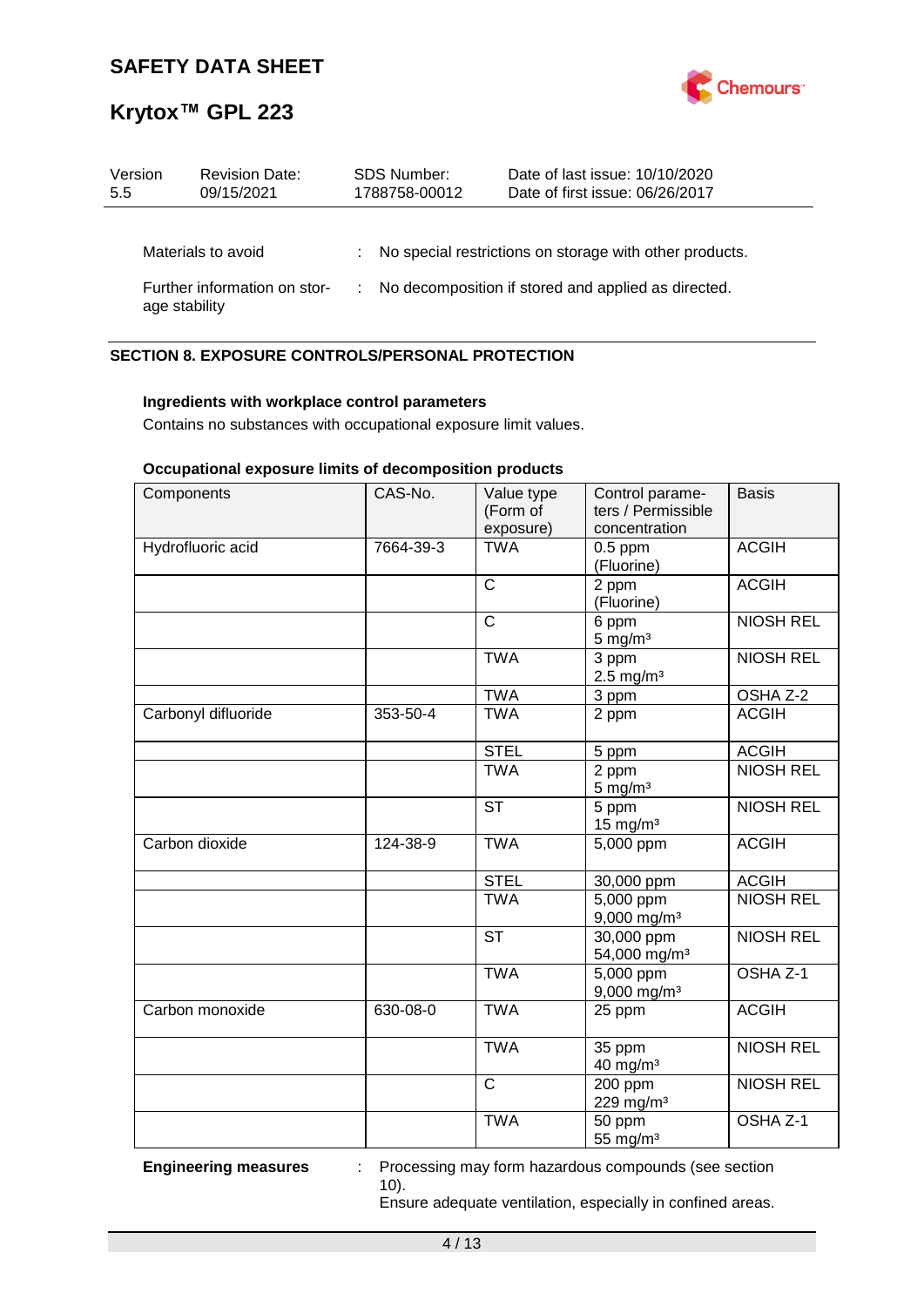| | | |
|---|---|---|
| Materials to avoid | : | No special restrictions on storage with other products. |
| Further information on storage stability | : | No decomposition if stored and applied as directed. |

## SECTION 8. EXPOSURE CONTROLS/PERSONAL PROTECTION

**Ingredients with workplace control parameters**

Contains no substances with occupational exposure limit values.

**Occupational exposure limits of decomposition products**

| Components | CAS-No. | Value type (Form of exposure) | Control parameters / Permissible concentration | Basis |
|---|---|---|---|---|
| Hydrofluoric acid | 7664-39-3 | TWA | 0.5 ppm (Fluorine) | ACGIH |
| | | C | 2 ppm (Fluorine) | ACGIH |
| | | C | 6 ppm 5 mg/m³ | NIOSH REL |
| | | TWA | 3 ppm 2.5 mg/m³ | NIOSH REL |
| | | TWA | 3 ppm | OSHA Z-2 |
| Carbonyl difluoride | 353-50-4 | TWA | 2 ppm | ACGIH |
| | | STEL | 5 ppm | ACGIH |
| | | TWA | 2 ppm 5 mg/m³ | NIOSH REL |
| | | ST | 5 ppm 15 mg/m³ | NIOSH REL |
| Carbon dioxide | 124-38-9 | TWA | 5,000 ppm | ACGIH |
| | | STEL | 30,000 ppm | ACGIH |
| | | TWA | 5,000 ppm 9,000 mg/m³ | NIOSH REL |
| | | ST | 30,000 ppm 54,000 mg/m³ | NIOSH REL |
| | | TWA | 5,000 ppm 9,000 mg/m³ | OSHA Z-1 |
| Carbon monoxide | 630-08-0 | TWA | 25 ppm | ACGIH |
| | | TWA | 35 ppm 40 mg/m³ | NIOSH REL |
| | | C | 200 ppm 229 mg/m³ | NIOSH REL |
| | | TWA | 50 ppm 55 mg/m³ | OSHA Z-1 |

| | | |
|---|---|---|
| **Engineering measures** | : | Processing may form hazardous compounds (see section 10). Ensure adequate ventilation, especially in confined areas. |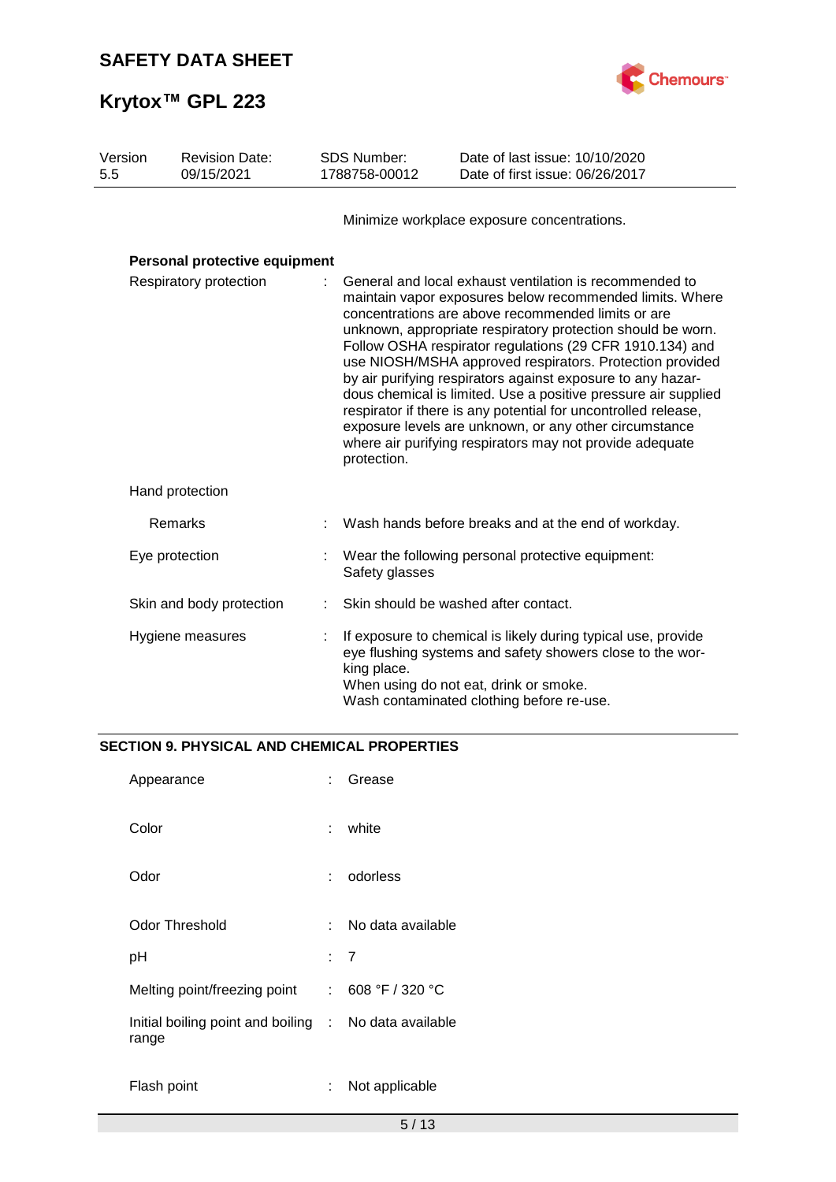Minimize workplace exposure concentrations.

**Personal protective equipment**

| | | |
|---|---|---|
| Respiratory protection | : | General and local exhaust ventilation is recommended to maintain vapor exposures below recommended limits. Where concentrations are above recommended limits or are unknown, appropriate respiratory protection should be worn. Follow OSHA respirator regulations (29 CFR 1910.134) and use NIOSH/MSHA approved respirators. Protection provided by air purifying respirators against exposure to any hazardous chemical is limited. Use a positive pressure air supplied respirator if there is any potential for uncontrolled release, exposure levels are unknown, or any other circumstance where air purifying respirators may not provide adequate protection. |
| Hand protection | | |
| Remarks | : | Wash hands before breaks and at the end of workday. |
| Eye protection | : | Wear the following personal protective equipment: Safety glasses |
| Skin and body protection | : | Skin should be washed after contact. |
| Hygiene measures | : | If exposure to chemical is likely during typical use, provide eye flushing systems and safety showers close to the working place. When using do not eat, drink or smoke. Wash contaminated clothing before re-use. |

## SECTION 9. PHYSICAL AND CHEMICAL PROPERTIES

| | | |
|---|---|---|
| Appearance | : | Grease |
| Color | : | white |
| Odor | : | odorless |
| Odor Threshold | : | No data available |
| pH | : | 7 |
| Melting point/freezing point | : | 608 °F / 320 °C |
| Initial boiling point and boiling range | : | No data available |
| Flash point | : | Not applicable |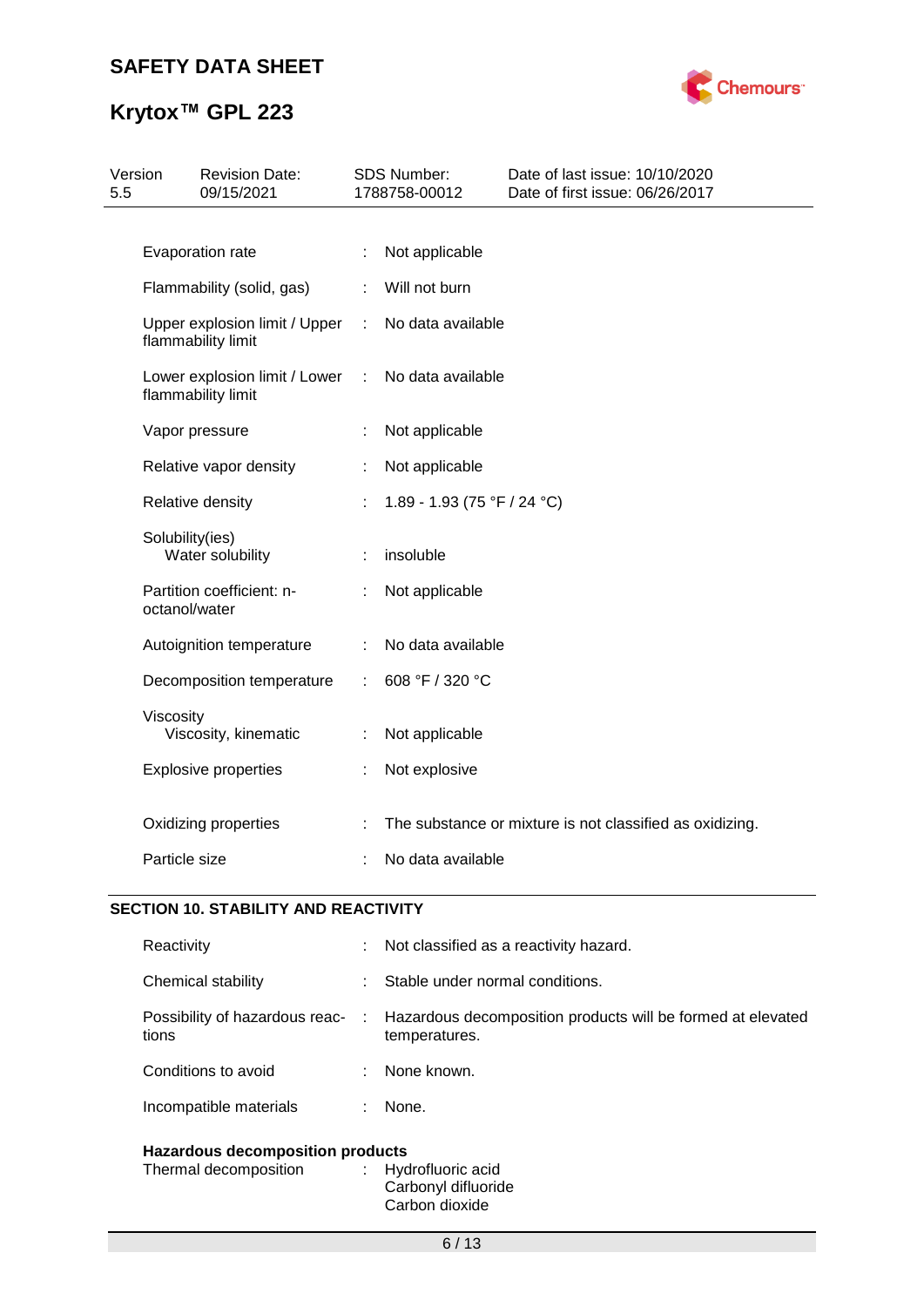| | | |
|---|---|---|
| Evaporation rate | : | Not applicable |
| Flammability (solid, gas) | : | Will not burn |
| Upper explosion limit / Upper flammability limit | : | No data available |
| Lower explosion limit / Lower flammability limit | : | No data available |
| Vapor pressure | : | Not applicable |
| Relative vapor density | : | Not applicable |
| Relative density | : | 1.89 - 1.93 (75 °F / 24 °C) |
| Solubility(ies) | | |
| Water solubility | : | insoluble |
| Partition coefficient: n-octanol/water | : | Not applicable |
| Autoignition temperature | : | No data available |
| Decomposition temperature | : | 608 °F / 320 °C |
| Viscosity | | |
| Viscosity, kinematic | : | Not applicable |
| Explosive properties | : | Not explosive |
| Oxidizing properties | : | The substance or mixture is not classified as oxidizing. |
| Particle size | : | No data available |

## SECTION 10. STABILITY AND REACTIVITY

| | | |
|---|---|---|
| Reactivity | : | Not classified as a reactivity hazard. |
| Chemical stability | : | Stable under normal conditions. |
| Possibility of hazardous reactions | : | Hazardous decomposition products will be formed at elevated temperatures. |
| Conditions to avoid | : | None known. |
| Incompatible materials | : | None. |

**Hazardous decomposition products**

| | | |
|---|---|---|
| Thermal decomposition | : | Hydrofluoric acid<br>Carbonyl difluoride<br>Carbon dioxide |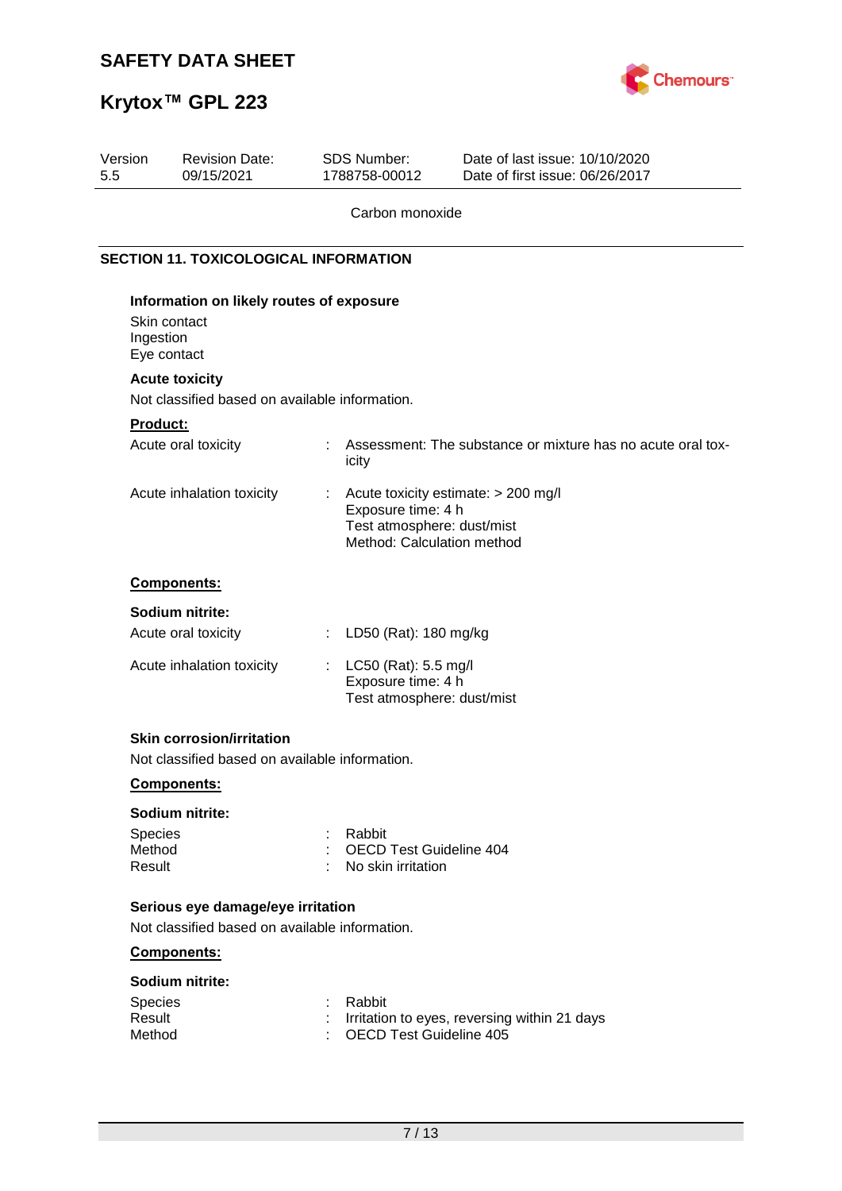Carbon monoxide

## SECTION 11. TOXICOLOGICAL INFORMATION

### Information on likely routes of exposure

Skin contact
Ingestion
Eye contact

### Acute toxicity

Not classified based on available information.

**Product:**

| | | |
|---|---|---|
| Acute oral toxicity | : | Assessment: The substance or mixture has no acute oral toxicity |
| Acute inhalation toxicity | : | Acute toxicity estimate: > 200 mg/l<br>Exposure time: 4 h<br>Test atmosphere: dust/mist<br>Method: Calculation method |

**Components:**

**Sodium nitrite:**

| | | |
|---|---|---|
| Acute oral toxicity | : | LD50 (Rat): 180 mg/kg |
| Acute inhalation toxicity | : | LC50 (Rat): 5.5 mg/l<br>Exposure time: 4 h<br>Test atmosphere: dust/mist |

### Skin corrosion/irritation

Not classified based on available information.

**Components:**

**Sodium nitrite:**

| | | |
|---|---|---|
| Species | : | Rabbit |
| Method | : | OECD Test Guideline 404 |
| Result | : | No skin irritation |

### Serious eye damage/eye irritation

Not classified based on available information.

**Components:**

**Sodium nitrite:**

| | | |
|---|---|---|
| Species | : | Rabbit |
| Result | : | Irritation to eyes, reversing within 21 days |
| Method | : | OECD Test Guideline 405 |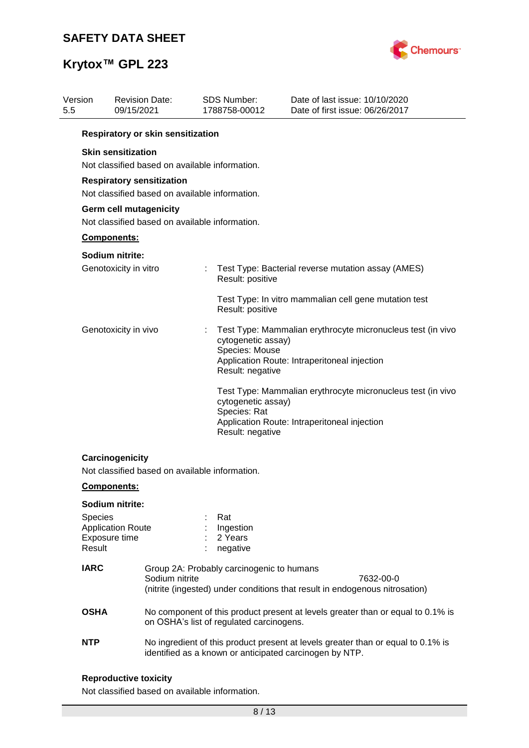**Respiratory or skin sensitization**

**Skin sensitization**

Not classified based on available information.

**Respiratory sensitization**

Not classified based on available information.

**Germ cell mutagenicity**

Not classified based on available information.

**Components:**

**Sodium nitrite:**

| | | |
|---|---|---|
| Genotoxicity in vitro | : | Test Type: Bacterial reverse mutation assay (AMES)<br>Result: positive |
| | | Test Type: In vitro mammalian cell gene mutation test<br>Result: positive |
| Genotoxicity in vivo | : | Test Type: Mammalian erythrocyte micronucleus test (in vivo cytogenetic assay)<br>Species: Mouse<br>Application Route: Intraperitoneal injection<br>Result: negative |
| | | Test Type: Mammalian erythrocyte micronucleus test (in vivo cytogenetic assay)<br>Species: Rat<br>Application Route: Intraperitoneal injection<br>Result: negative |

**Carcinogenicity**

Not classified based on available information.

**Components:**

**Sodium nitrite:**

| | | |
|---|---|---|
| Species | : | Rat |
| Application Route | : | Ingestion |
| Exposure time | : | 2 Years |
| Result | : | negative |

| | | |
|---|---|---|
| **IARC** | Group 2A: Probably carcinogenic to humans<br>Sodium nitrite<br>(nitrite (ingested) under conditions that result in endogenous nitrosation) | <br>7632-00-0 |
| **OSHA** | No component of this product present at levels greater than or equal to 0.1% is on OSHA's list of regulated carcinogens. | |
| **NTP** | No ingredient of this product present at levels greater than or equal to 0.1% is identified as a known or anticipated carcinogen by NTP. | |

**Reproductive toxicity**

Not classified based on available information.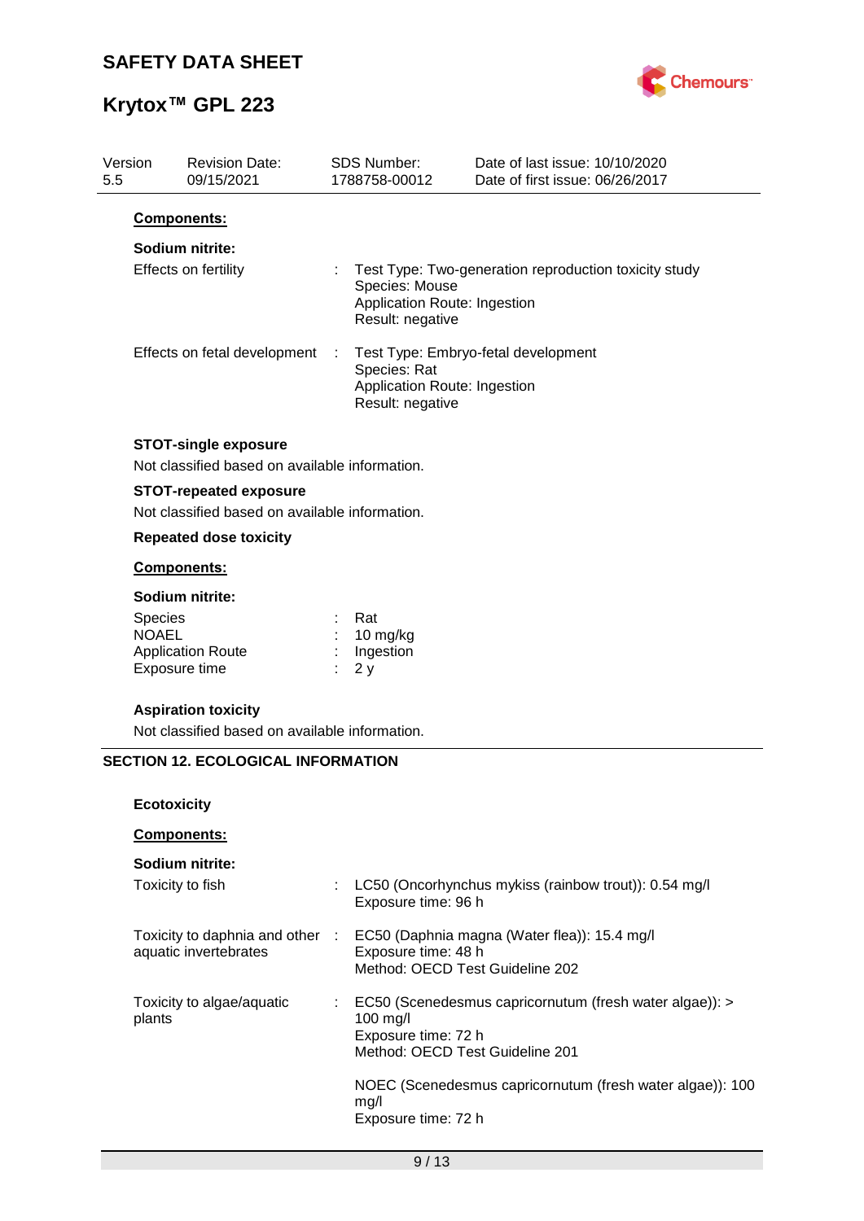**Components:**

**Sodium nitrite:**

| | | |
|---|---|---|
| Effects on fertility | : | Test Type: Two-generation reproduction toxicity study<br>Species: Mouse<br>Application Route: Ingestion<br>Result: negative |
| Effects on fetal development | : | Test Type: Embryo-fetal development<br>Species: Rat<br>Application Route: Ingestion<br>Result: negative |

**STOT-single exposure**

Not classified based on available information.

**STOT-repeated exposure**

Not classified based on available information.

**Repeated dose toxicity**

**Components:**

**Sodium nitrite:**

| | | |
|---|---|---|
| Species | : | Rat |
| NOAEL | : | 10 mg/kg |
| Application Route | : | Ingestion |
| Exposure time | : | 2 y |

**Aspiration toxicity**

Not classified based on available information.

## SECTION 12. ECOLOGICAL INFORMATION

**Ecotoxicity**

**Components:**

**Sodium nitrite:**

| | | |
|---|---|---|
| Toxicity to fish | : | LC50 (Oncorhynchus mykiss (rainbow trout)): 0.54 mg/l<br>Exposure time: 96 h |
| Toxicity to daphnia and other aquatic invertebrates | : | EC50 (Daphnia magna (Water flea)): 15.4 mg/l<br>Exposure time: 48 h<br>Method: OECD Test Guideline 202 |
| Toxicity to algae/aquatic plants | : | EC50 (Scenedesmus capricornutum (fresh water algae)): > 100 mg/l<br>Exposure time: 72 h<br>Method: OECD Test Guideline 201 |
| | | NOEC (Scenedesmus capricornutum (fresh water algae)): 100 mg/l<br>Exposure time: 72 h |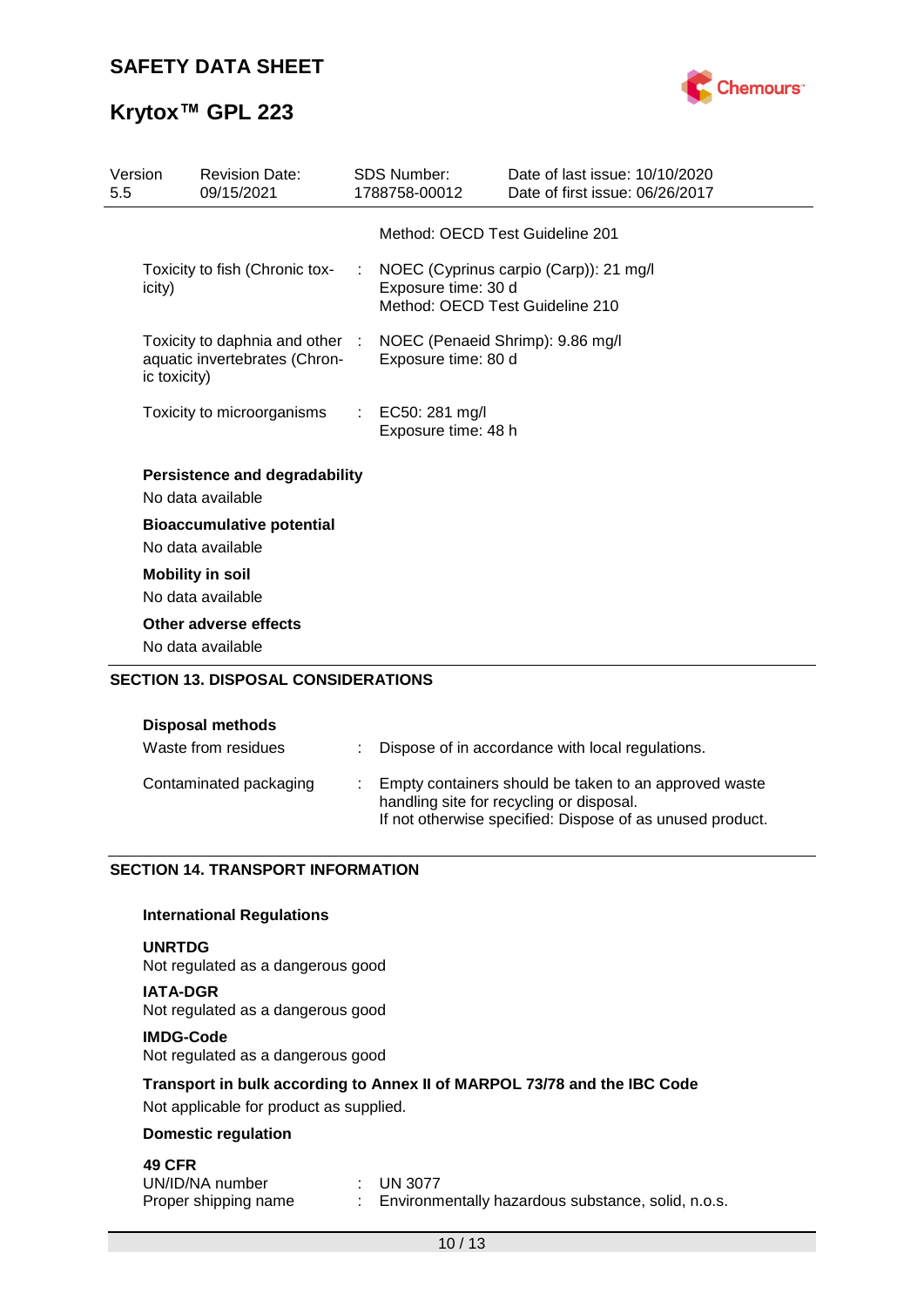| | | |
|---|---|---|
| | | Method: OECD Test Guideline 201 |
| Toxicity to fish (Chronic toxicity) | : | NOEC (Cyprinus carpio (Carp)): 21 mg/l<br>Exposure time: 30 d<br>Method: OECD Test Guideline 210 |
| Toxicity to daphnia and other aquatic invertebrates (Chronic toxicity) | : | NOEC (Penaeid Shrimp): 9.86 mg/l<br>Exposure time: 80 d |
| Toxicity to microorganisms | : | EC50: 281 mg/l<br>Exposure time: 48 h |

**Persistence and degradability**

No data available

**Bioaccumulative potential**

No data available

**Mobility in soil**

No data available

**Other adverse effects**

No data available

## SECTION 13. DISPOSAL CONSIDERATIONS

**Disposal methods**

| | | |
|---|---|---|
| Waste from residues | : | Dispose of in accordance with local regulations. |
| Contaminated packaging | : | Empty containers should be taken to an approved waste handling site for recycling or disposal.<br>If not otherwise specified: Dispose of as unused product. |

## SECTION 14. TRANSPORT INFORMATION

**International Regulations**

**UNRTDG**

Not regulated as a dangerous good

**IATA-DGR**

Not regulated as a dangerous good

**IMDG-Code**

Not regulated as a dangerous good

**Transport in bulk according to Annex II of MARPOL 73/78 and the IBC Code**

Not applicable for product as supplied.

**Domestic regulation**

**49 CFR**

| | | |
|---|---|---|
| UN/ID/NA number | : | UN 3077 |
| Proper shipping name | : | Environmentally hazardous substance, solid, n.o.s. |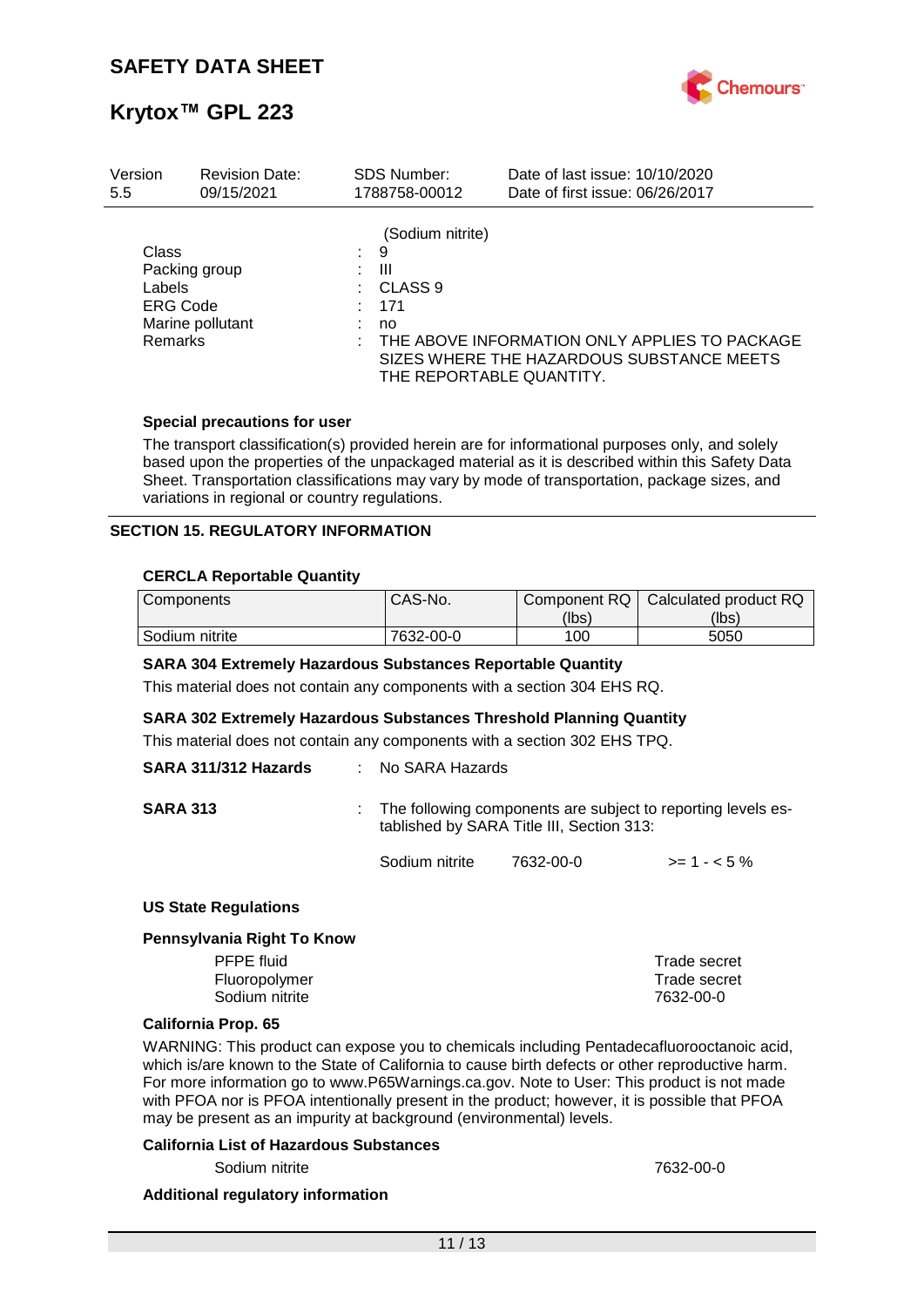| Version | Revision Date: | SDS Number: | Date of last issue: 10/10/2020 |
|---|---|---|---|
| 5.5 | 09/15/2021 | 1788758-00012 | Date of first issue: 06/26/2017 |

(Sodium nitrite)

Class : 9

Packing group : III

Labels : CLASS 9

ERG Code : 171

Marine pollutant : no

Remarks : THE ABOVE INFORMATION ONLY APPLIES TO PACKAGE SIZES WHERE THE HAZARDOUS SUBSTANCE MEETS THE REPORTABLE QUANTITY.

**Special precautions for user**

The transport classification(s) provided herein are for informational purposes only, and solely based upon the properties of the unpackaged material as it is described within this Safety Data Sheet. Transportation classifications may vary by mode of transportation, package sizes, and variations in regional or country regulations.

## SECTION 15. REGULATORY INFORMATION

**CERCLA Reportable Quantity**

| Components | CAS-No. | Component RQ (lbs) | Calculated product RQ (lbs) |
|---|---|---|---|
| Sodium nitrite | 7632-00-0 | 100 | 5050 |

**SARA 304 Extremely Hazardous Substances Reportable Quantity**

This material does not contain any components with a section 304 EHS RQ.

**SARA 302 Extremely Hazardous Substances Threshold Planning Quantity**

This material does not contain any components with a section 302 EHS TPQ.

**SARA 311/312 Hazards** : No SARA Hazards

**SARA 313** : The following components are subject to reporting levels established by SARA Title III, Section 313:

| | | |
|---|---|---|
| Sodium nitrite | 7632-00-0 | >= 1 - < 5 % |

**US State Regulations**

**Pennsylvania Right To Know**

| | |
|---|---|
| PFPE fluid | Trade secret |
| Fluoropolymer | Trade secret |
| Sodium nitrite | 7632-00-0 |

**California Prop. 65**

WARNING: This product can expose you to chemicals including Pentadecafluorooctanoic acid, which is/are known to the State of California to cause birth defects or other reproductive harm. For more information go to www.P65Warnings.ca.gov. Note to User: This product is not made with PFOA nor is PFOA intentionally present in the product; however, it is possible that PFOA may be present as an impurity at background (environmental) levels.

**California List of Hazardous Substances**

| | |
|---|---|
| Sodium nitrite | 7632-00-0 |

**Additional regulatory information**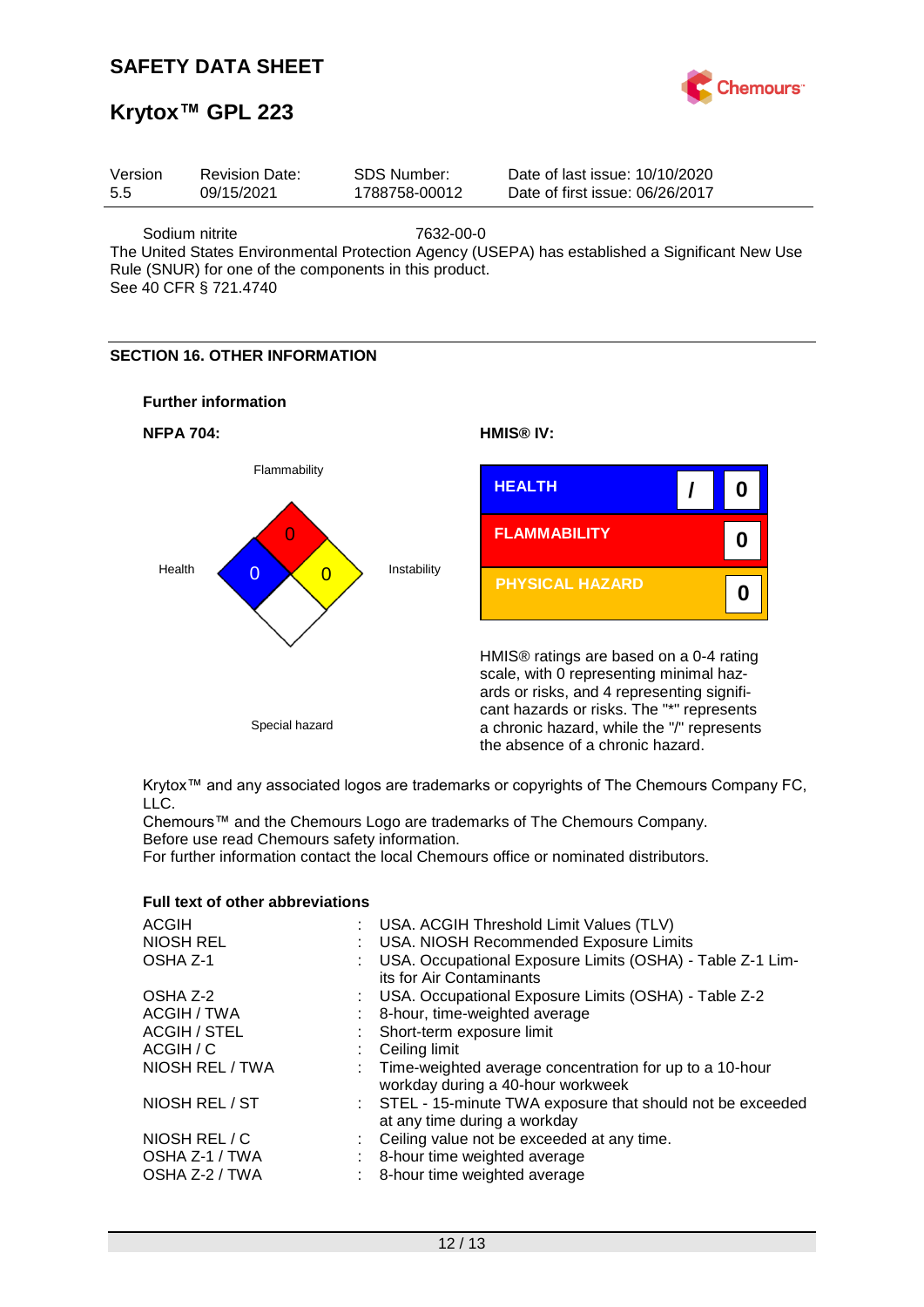Sodium nitrite 7632-00-0

The United States Environmental Protection Agency (USEPA) has established a Significant New Use Rule (SNUR) for one of the components in this product.
See 40 CFR § 721.4740

## SECTION 16. OTHER INFORMATION

### Further information

**NFPA 704:**

Flammability
0
Health
0
0
Instability
Special hazard

**HMIS® IV:**

| | | |
|---|---|---|
| HEALTH | / | 0 |
| FLAMMABILITY | | 0 |
| PHYSICAL HAZARD | | 0 |

HMIS® ratings are based on a 0-4 rating scale, with 0 representing minimal hazards or risks, and 4 representing significant hazards or risks. The "*" represents a chronic hazard, while the "/" represents the absence of a chronic hazard.

Krytox™ and any associated logos are trademarks or copyrights of The Chemours Company FC, LLC.
Chemours™ and the Chemours Logo are trademarks of The Chemours Company.
Before use read Chemours safety information.
For further information contact the local Chemours office or nominated distributors.

### Full text of other abbreviations

| | | |
|---|---|---|
| ACGIH | : | USA. ACGIH Threshold Limit Values (TLV) |
| NIOSH REL | : | USA. NIOSH Recommended Exposure Limits |
| OSHA Z-1 | : | USA. Occupational Exposure Limits (OSHA) - Table Z-1 Limits for Air Contaminants |
| OSHA Z-2 | : | USA. Occupational Exposure Limits (OSHA) - Table Z-2 |
| ACGIH / TWA | : | 8-hour, time-weighted average |
| ACGIH / STEL | : | Short-term exposure limit |
| ACGIH / C | : | Ceiling limit |
| NIOSH REL / TWA | : | Time-weighted average concentration for up to a 10-hour workday during a 40-hour workweek |
| NIOSH REL / ST | : | STEL - 15-minute TWA exposure that should not be exceeded at any time during a workday |
| NIOSH REL / C | : | Ceiling value not be exceeded at any time. |
| OSHA Z-1 / TWA | : | 8-hour time weighted average |
| OSHA Z-2 / TWA | : | 8-hour time weighted average |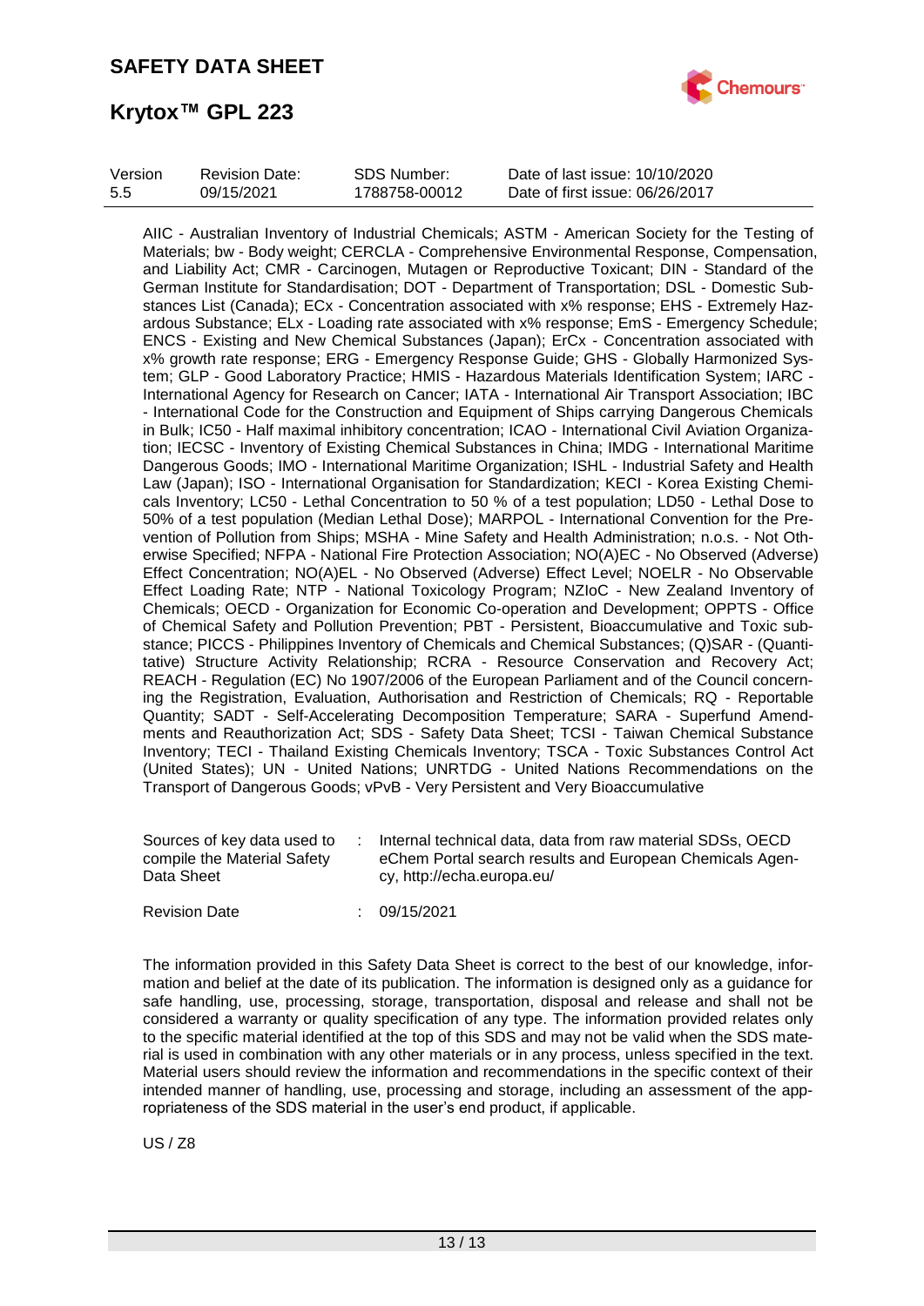AIIC - Australian Inventory of Industrial Chemicals; ASTM - American Society for the Testing of Materials; bw - Body weight; CERCLA - Comprehensive Environmental Response, Compensation, and Liability Act; CMR - Carcinogen, Mutagen or Reproductive Toxicant; DIN - Standard of the German Institute for Standardisation; DOT - Department of Transportation; DSL - Domestic Substances List (Canada); ECx - Concentration associated with x% response; EHS - Extremely Hazardous Substance; ELx - Loading rate associated with x% response; EmS - Emergency Schedule; ENCS - Existing and New Chemical Substances (Japan); ErCx - Concentration associated with x% growth rate response; ERG - Emergency Response Guide; GHS - Globally Harmonized System; GLP - Good Laboratory Practice; HMIS - Hazardous Materials Identification System; IARC - International Agency for Research on Cancer; IATA - International Air Transport Association; IBC - International Code for the Construction and Equipment of Ships carrying Dangerous Chemicals in Bulk; IC50 - Half maximal inhibitory concentration; ICAO - International Civil Aviation Organization; IECSC - Inventory of Existing Chemical Substances in China; IMDG - International Maritime Dangerous Goods; IMO - International Maritime Organization; ISHL - Industrial Safety and Health Law (Japan); ISO - International Organisation for Standardization; KECI - Korea Existing Chemicals Inventory; LC50 - Lethal Concentration to 50 % of a test population; LD50 - Lethal Dose to 50% of a test population (Median Lethal Dose); MARPOL - International Convention for the Prevention of Pollution from Ships; MSHA - Mine Safety and Health Administration; n.o.s. - Not Otherwise Specified; NFPA - National Fire Protection Association; NO(A)EC - No Observed (Adverse) Effect Concentration; NO(A)EL - No Observed (Adverse) Effect Level; NOELR - No Observable Effect Loading Rate; NTP - National Toxicology Program; NZIoC - New Zealand Inventory of Chemicals; OECD - Organization for Economic Co-operation and Development; OPPTS - Office of Chemical Safety and Pollution Prevention; PBT - Persistent, Bioaccumulative and Toxic substance; PICCS - Philippines Inventory of Chemicals and Chemical Substances; (Q)SAR - (Quantitative) Structure Activity Relationship; RCRA - Resource Conservation and Recovery Act; REACH - Regulation (EC) No 1907/2006 of the European Parliament and of the Council concerning the Registration, Evaluation, Authorisation and Restriction of Chemicals; RQ - Reportable Quantity; SADT - Self-Accelerating Decomposition Temperature; SARA - Superfund Amendments and Reauthorization Act; SDS - Safety Data Sheet; TCSI - Taiwan Chemical Substance Inventory; TECI - Thailand Existing Chemicals Inventory; TSCA - Toxic Substances Control Act (United States); UN - United Nations; UNRTDG - United Nations Recommendations on the Transport of Dangerous Goods; vPvB - Very Persistent and Very Bioaccumulative

Sources of key data used to compile the Material Safety Data Sheet : Internal technical data, data from raw material SDSs, OECD eChem Portal search results and European Chemicals Agency, http://echa.europa.eu/

Revision Date : 09/15/2021

The information provided in this Safety Data Sheet is correct to the best of our knowledge, information and belief at the date of its publication. The information is designed only as a guidance for safe handling, use, processing, storage, transportation, disposal and release and shall not be considered a warranty or quality specification of any type. The information provided relates only to the specific material identified at the top of this SDS and may not be valid when the SDS material is used in combination with any other materials or in any process, unless specified in the text. Material users should review the information and recommendations in the specific context of their intended manner of handling, use, processing and storage, including an assessment of the appropriateness of the SDS material in the user's end product, if applicable.

US / Z8